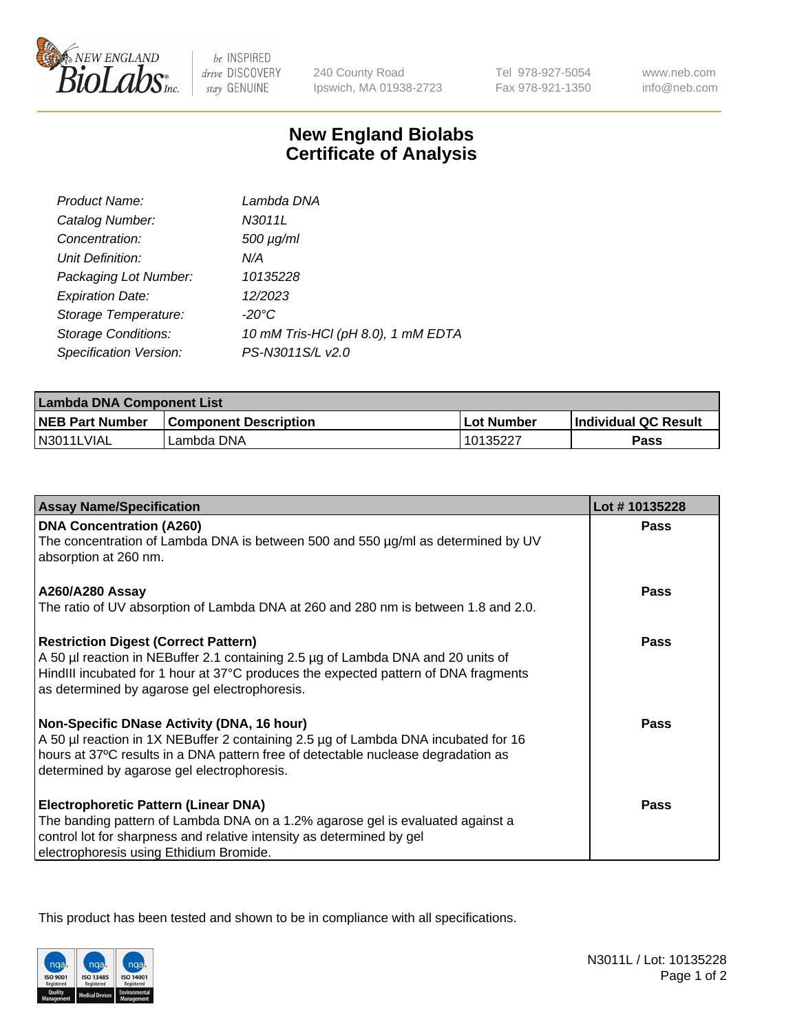New England BioLabs Inc. — be INSPIRED drive DISCOVERY stay GENUINE

240 County Road
Ipswich, MA 01938-2723

Tel 978-927-5054
Fax 978-921-1350

www.neb.com
info@neb.com

# New England Biolabs Certificate of Analysis

| | |
|---|---|
| *Product Name:* | *Lambda DNA* |
| *Catalog Number:* | *N3011L* |
| *Concentration:* | *500 µg/ml* |
| *Unit Definition:* | *N/A* |
| *Packaging Lot Number:* | *10135228* |
| *Expiration Date:* | *12/2023* |
| *Storage Temperature:* | *-20°C* |
| *Storage Conditions:* | *10 mM Tris-HCl (pH 8.0), 1 mM EDTA* |
| *Specification Version:* | *PS-N3011S/L v2.0* |

| **Lambda DNA Component List** | | | |
|---|---|---|---|
| **NEB Part Number** | **Component Description** | **Lot Number** | **Individual QC Result** |
| N3011LVIAL | Lambda DNA | 10135227 | **Pass** |

| **Assay Name/Specification** | **Lot # 10135228** |
|---|---|
| **DNA Concentration (A260)** The concentration of Lambda DNA is between 500 and 550 µg/ml as determined by UV absorption at 260 nm. | **Pass** |
| **A260/A280 Assay** The ratio of UV absorption of Lambda DNA at 260 and 280 nm is between 1.8 and 2.0. | **Pass** |
| **Restriction Digest (Correct Pattern)** A 50 µl reaction in NEBuffer 2.1 containing 2.5 µg of Lambda DNA and 20 units of HindIII incubated for 1 hour at 37°C produces the expected pattern of DNA fragments as determined by agarose gel electrophoresis. | **Pass** |
| **Non-Specific DNase Activity (DNA, 16 hour)** A 50 µl reaction in 1X NEBuffer 2 containing 2.5 µg of Lambda DNA incubated for 16 hours at 37ºC results in a DNA pattern free of detectable nuclease degradation as determined by agarose gel electrophoresis. | **Pass** |
| **Electrophoretic Pattern (Linear DNA)** The banding pattern of Lambda DNA on a 1.2% agarose gel is evaluated against a control lot for sharpness and relative intensity as determined by gel electrophoresis using Ethidium Bromide. | **Pass** |

This product has been tested and shown to be in compliance with all specifications.

N3011L / Lot: 10135228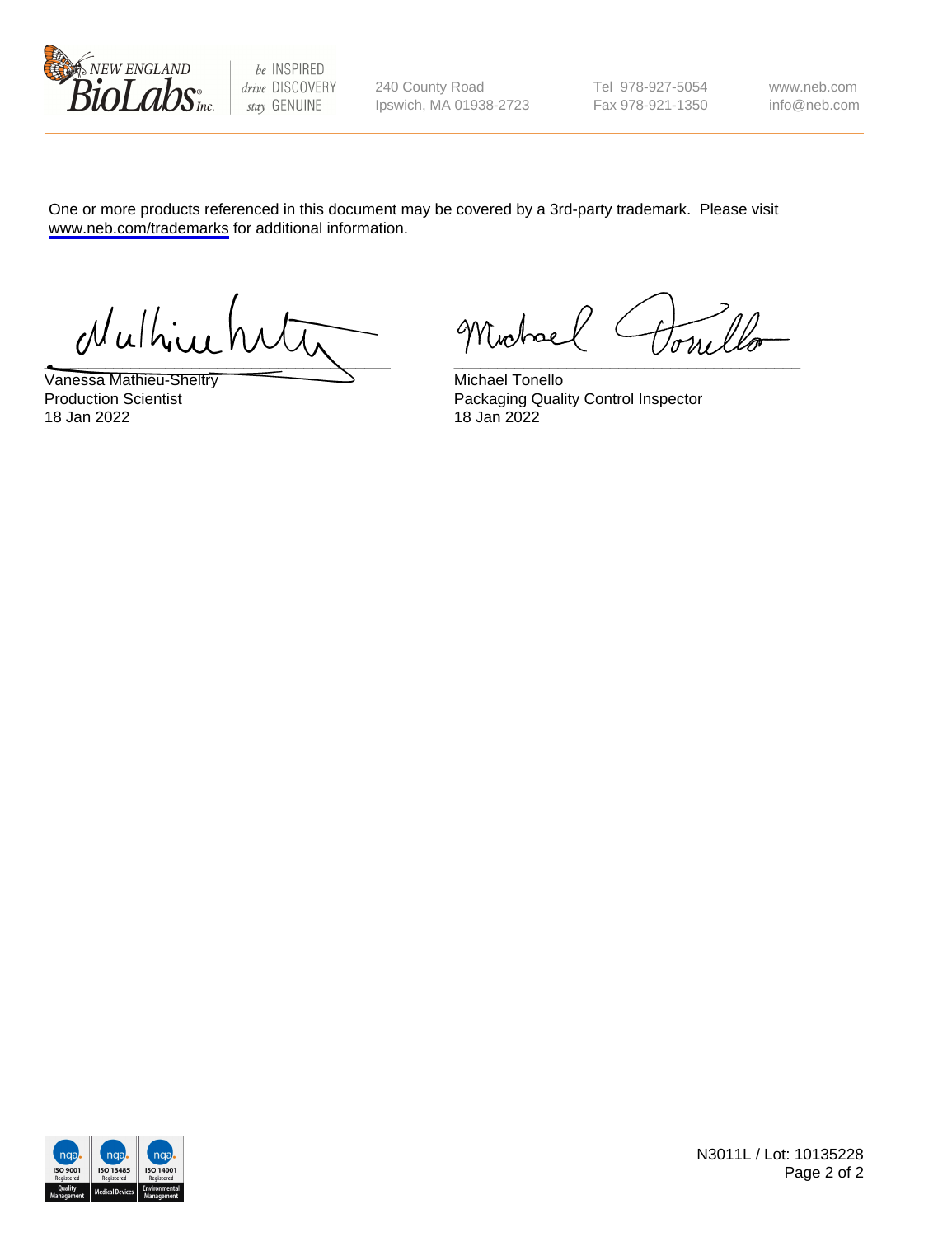New England BioLabs Inc. — be INSPIRED drive DISCOVERY stay GENUINE

240 County Road
Ipswich, MA 01938-2723

Tel 978-927-5054
Fax 978-921-1350

www.neb.com
info@neb.com

One or more products referenced in this document may be covered by a 3rd-party trademark. Please visit www.neb.com/trademarks for additional information.

Vanessa Mathieu-Sheltry
Production Scientist
18 Jan 2022

Michael Tonello
Packaging Quality Control Inspector
18 Jan 2022

ISO 9001 Registered Quality Management | ISO 13485 Registered Medical Devices | ISO 14001 Registered Environmental Management

N3011L / Lot: 10135228